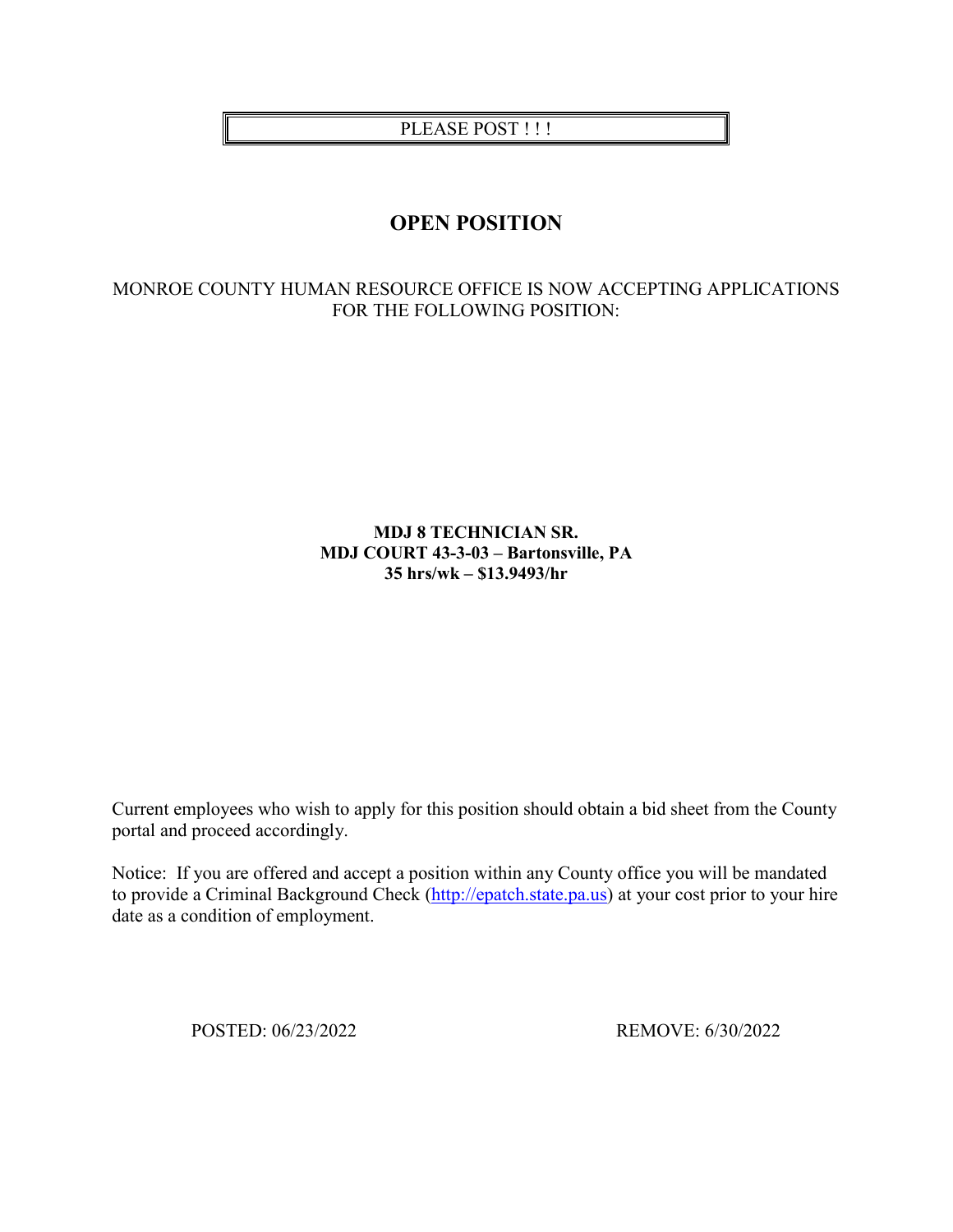PLEASE POST ! ! !

# OPEN POSITION

MONROE COUNTY HUMAN RESOURCE OFFICE IS NOW ACCEPTING APPLICATIONS FOR THE FOLLOWING POSITION:

**MDJ 8 TECHNICIAN SR.**
**MDJ COURT 43-3-03 – Bartonsville, PA**
**35 hrs/wk – $13.9493/hr**

Current employees who wish to apply for this position should obtain a bid sheet from the County portal and proceed accordingly.

Notice: If you are offered and accept a position within any County office you will be mandated to provide a Criminal Background Check (http://epatch.state.pa.us) at your cost prior to your hire date as a condition of employment.

POSTED: 06/23/2022 REMOVE: 6/30/2022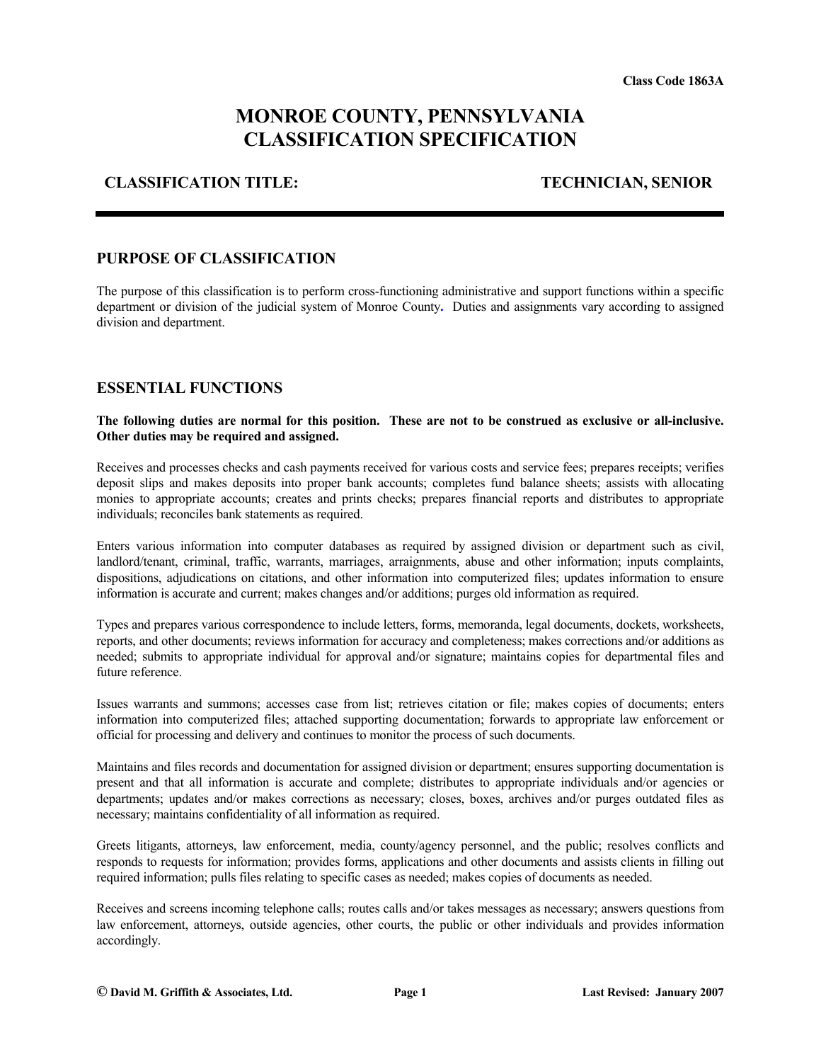Class Code 1863A

# MONROE COUNTY, PENNSYLVANIA
# CLASSIFICATION SPECIFICATION

**CLASSIFICATION TITLE: TECHNICIAN, SENIOR**

---

## PURPOSE OF CLASSIFICATION

The purpose of this classification is to perform cross-functioning administrative and support functions within a specific department or division of the judicial system of Monroe County. Duties and assignments vary according to assigned division and department.

## ESSENTIAL FUNCTIONS

**The following duties are normal for this position. These are not to be construed as exclusive or all-inclusive. Other duties may be required and assigned.**

Receives and processes checks and cash payments received for various costs and service fees; prepares receipts; verifies deposit slips and makes deposits into proper bank accounts; completes fund balance sheets; assists with allocating monies to appropriate accounts; creates and prints checks; prepares financial reports and distributes to appropriate individuals; reconciles bank statements as required.

Enters various information into computer databases as required by assigned division or department such as civil, landlord/tenant, criminal, traffic, warrants, marriages, arraignments, abuse and other information; inputs complaints, dispositions, adjudications on citations, and other information into computerized files; updates information to ensure information is accurate and current; makes changes and/or additions; purges old information as required.

Types and prepares various correspondence to include letters, forms, memoranda, legal documents, dockets, worksheets, reports, and other documents; reviews information for accuracy and completeness; makes corrections and/or additions as needed; submits to appropriate individual for approval and/or signature; maintains copies for departmental files and future reference.

Issues warrants and summons; accesses case from list; retrieves citation or file; makes copies of documents; enters information into computerized files; attached supporting documentation; forwards to appropriate law enforcement or official for processing and delivery and continues to monitor the process of such documents.

Maintains and files records and documentation for assigned division or department; ensures supporting documentation is present and that all information is accurate and complete; distributes to appropriate individuals and/or agencies or departments; updates and/or makes corrections as necessary; closes, boxes, archives and/or purges outdated files as necessary; maintains confidentiality of all information as required.

Greets litigants, attorneys, law enforcement, media, county/agency personnel, and the public; resolves conflicts and responds to requests for information; provides forms, applications and other documents and assists clients in filling out required information; pulls files relating to specific cases as needed; makes copies of documents as needed.

Receives and screens incoming telephone calls; routes calls and/or takes messages as necessary; answers questions from law enforcement, attorneys, outside agencies, other courts, the public or other individuals and provides information accordingly.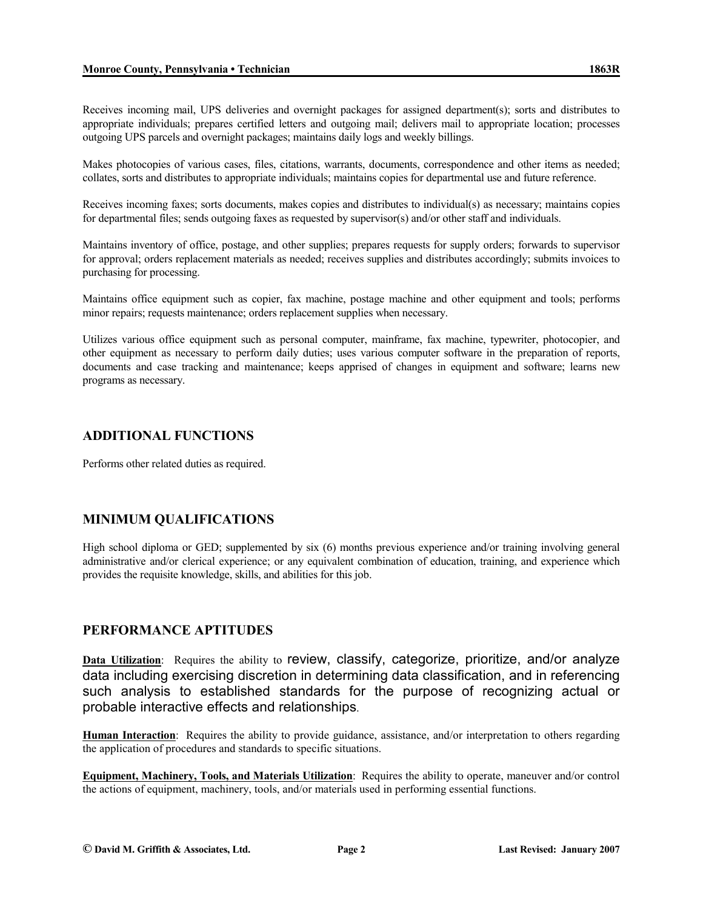Receives incoming mail, UPS deliveries and overnight packages for assigned department(s); sorts and distributes to appropriate individuals; prepares certified letters and outgoing mail; delivers mail to appropriate location; processes outgoing UPS parcels and overnight packages; maintains daily logs and weekly billings.

Makes photocopies of various cases, files, citations, warrants, documents, correspondence and other items as needed; collates, sorts and distributes to appropriate individuals; maintains copies for departmental use and future reference.

Receives incoming faxes; sorts documents, makes copies and distributes to individual(s) as necessary; maintains copies for departmental files; sends outgoing faxes as requested by supervisor(s) and/or other staff and individuals.

Maintains inventory of office, postage, and other supplies; prepares requests for supply orders; forwards to supervisor for approval; orders replacement materials as needed; receives supplies and distributes accordingly; submits invoices to purchasing for processing.

Maintains office equipment such as copier, fax machine, postage machine and other equipment and tools; performs minor repairs; requests maintenance; orders replacement supplies when necessary.

Utilizes various office equipment such as personal computer, mainframe, fax machine, typewriter, photocopier, and other equipment as necessary to perform daily duties; uses various computer software in the preparation of reports, documents and case tracking and maintenance; keeps apprised of changes in equipment and software; learns new programs as necessary.

## ADDITIONAL FUNCTIONS

Performs other related duties as required.

## MINIMUM QUALIFICATIONS

High school diploma or GED; supplemented by six (6) months previous experience and/or training involving general administrative and/or clerical experience; or any equivalent combination of education, training, and experience which provides the requisite knowledge, skills, and abilities for this job.

## PERFORMANCE APTITUDES

**Data Utilization**: Requires the ability to review, classify, categorize, prioritize, and/or analyze data including exercising discretion in determining data classification, and in referencing such analysis to established standards for the purpose of recognizing actual or probable interactive effects and relationships.

**Human Interaction**: Requires the ability to provide guidance, assistance, and/or interpretation to others regarding the application of procedures and standards to specific situations.

**Equipment, Machinery, Tools, and Materials Utilization**: Requires the ability to operate, maneuver and/or control the actions of equipment, machinery, tools, and/or materials used in performing essential functions.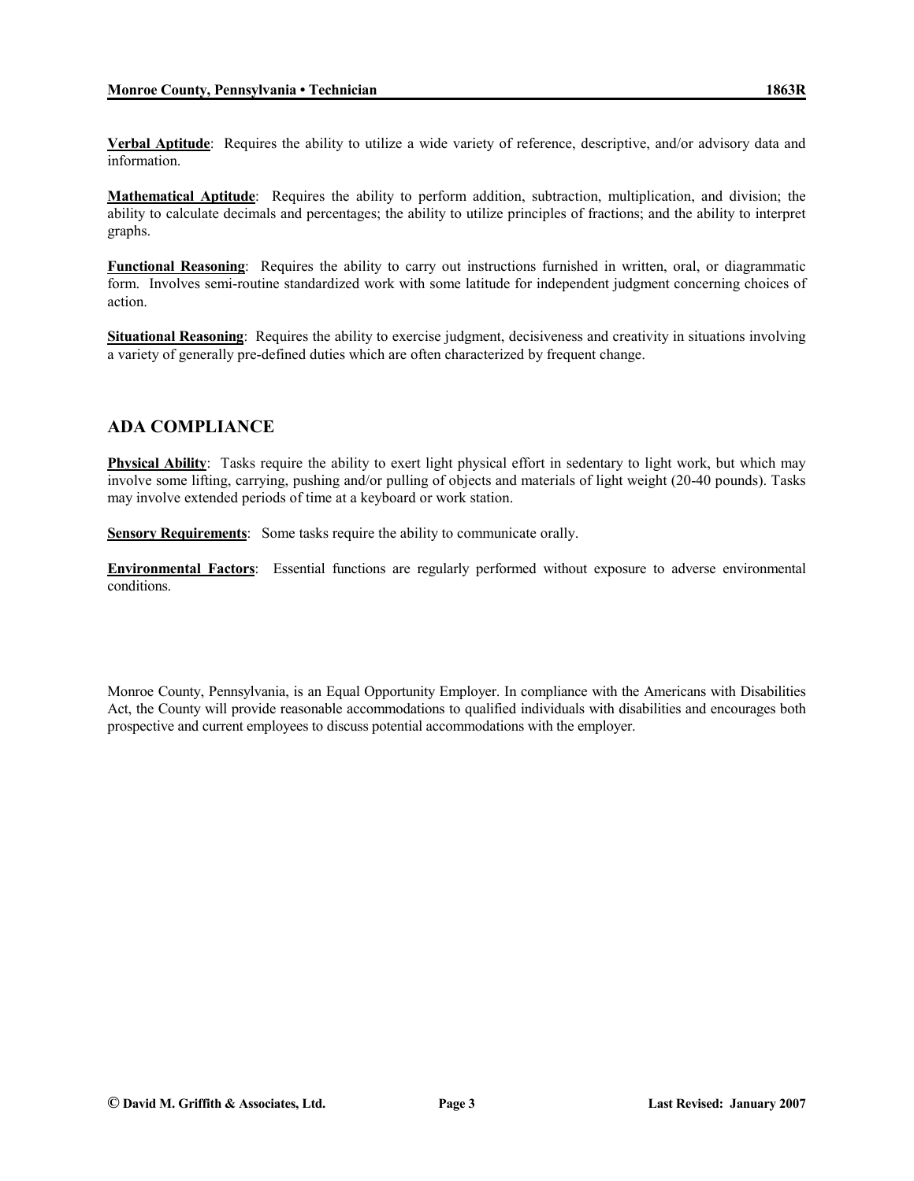**Verbal Aptitude**: Requires the ability to utilize a wide variety of reference, descriptive, and/or advisory data and information.

**Mathematical Aptitude**: Requires the ability to perform addition, subtraction, multiplication, and division; the ability to calculate decimals and percentages; the ability to utilize principles of fractions; and the ability to interpret graphs.

**Functional Reasoning**: Requires the ability to carry out instructions furnished in written, oral, or diagrammatic form. Involves semi-routine standardized work with some latitude for independent judgment concerning choices of action.

**Situational Reasoning**: Requires the ability to exercise judgment, decisiveness and creativity in situations involving a variety of generally pre-defined duties which are often characterized by frequent change.

## ADA COMPLIANCE

**Physical Ability**: Tasks require the ability to exert light physical effort in sedentary to light work, but which may involve some lifting, carrying, pushing and/or pulling of objects and materials of light weight (20-40 pounds). Tasks may involve extended periods of time at a keyboard or work station.

**Sensory Requirements**: Some tasks require the ability to communicate orally.

**Environmental Factors**: Essential functions are regularly performed without exposure to adverse environmental conditions.

Monroe County, Pennsylvania, is an Equal Opportunity Employer. In compliance with the Americans with Disabilities Act, the County will provide reasonable accommodations to qualified individuals with disabilities and encourages both prospective and current employees to discuss potential accommodations with the employer.